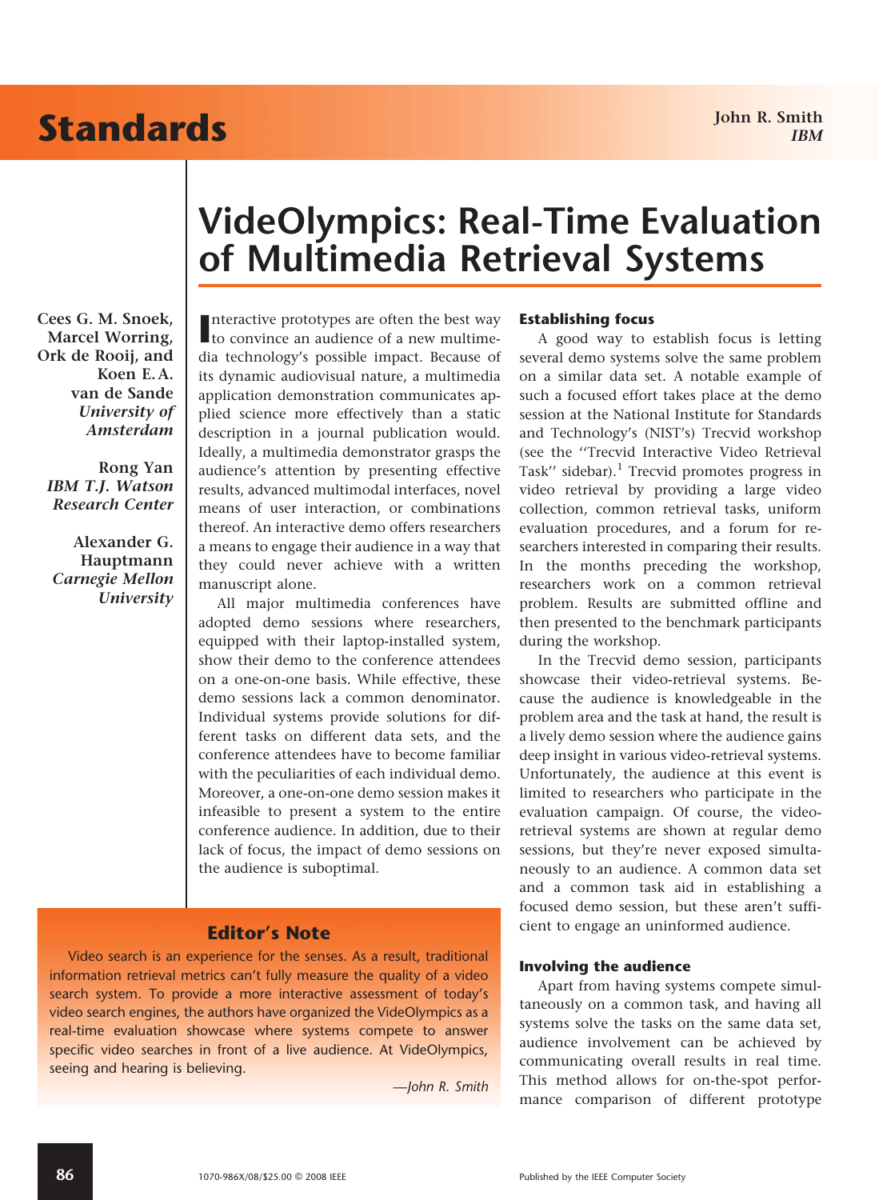Standards

John R. Smith
*IBM*

# VideOlympics: Real-Time Evaluation of Multimedia Retrieval Systems

**Cees G. M. Snoek, Marcel Worring, Ork de Rooij, and Koen E. A. van de Sande**
*University of Amsterdam*

**Rong Yan**
*IBM T.J. Watson Research Center*

**Alexander G. Hauptmann**
*Carnegie Mellon University*

Interactive prototypes are often the best way to convince an audience of a new multimedia technology's possible impact. Because of its dynamic audiovisual nature, a multimedia application demonstration communicates applied science more effectively than a static description in a journal publication would. Ideally, a multimedia demonstrator grasps the audience's attention by presenting effective results, advanced multimodal interfaces, novel means of user interaction, or combinations thereof. An interactive demo offers researchers a means to engage their audience in a way that they could never achieve with a written manuscript alone.

All major multimedia conferences have adopted demo sessions where researchers, equipped with their laptop-installed system, show their demo to the conference attendees on a one-on-one basis. While effective, these demo sessions lack a common denominator. Individual systems provide solutions for different tasks on different data sets, and the conference attendees have to become familiar with the peculiarities of each individual demo. Moreover, a one-on-one demo session makes it infeasible to present a system to the entire conference audience. In addition, due to their lack of focus, the impact of demo sessions on the audience is suboptimal.

## Editor's Note

Video search is an experience for the senses. As a result, traditional information retrieval metrics can't fully measure the quality of a video search system. To provide a more interactive assessment of today's video search engines, the authors have organized the VideOlympics as a real-time evaluation showcase where systems compete to answer specific video searches in front of a live audience. At VideOlympics, seeing and hearing is believing.

*—John R. Smith*

### Establishing focus

A good way to establish focus is letting several demo systems solve the same problem on a similar data set. A notable example of such a focused effort takes place at the demo session at the National Institute for Standards and Technology's (NIST's) Trecvid workshop (see the "Trecvid Interactive Video Retrieval Task" sidebar).[1] Trecvid promotes progress in video retrieval by providing a large video collection, common retrieval tasks, uniform evaluation procedures, and a forum for researchers interested in comparing their results. In the months preceding the workshop, researchers work on a common retrieval problem. Results are submitted offline and then presented to the benchmark participants during the workshop.

In the Trecvid demo session, participants showcase their video-retrieval systems. Because the audience is knowledgeable in the problem area and the task at hand, the result is a lively demo session where the audience gains deep insight in various video-retrieval systems. Unfortunately, the audience at this event is limited to researchers who participate in the evaluation campaign. Of course, the video-retrieval systems are shown at regular demo sessions, but they're never exposed simultaneously to an audience. A common data set and a common task aid in establishing a focused demo session, but these aren't sufficient to engage an uninformed audience.

### Involving the audience

Apart from having systems compete simultaneously on a common task, and having all systems solve the tasks on the same data set, audience involvement can be achieved by communicating overall results in real time. This method allows for on-the-spot performance comparison of different prototype

1070-986X/08/$25.00 © 2008 IEEE Published by the IEEE Computer Society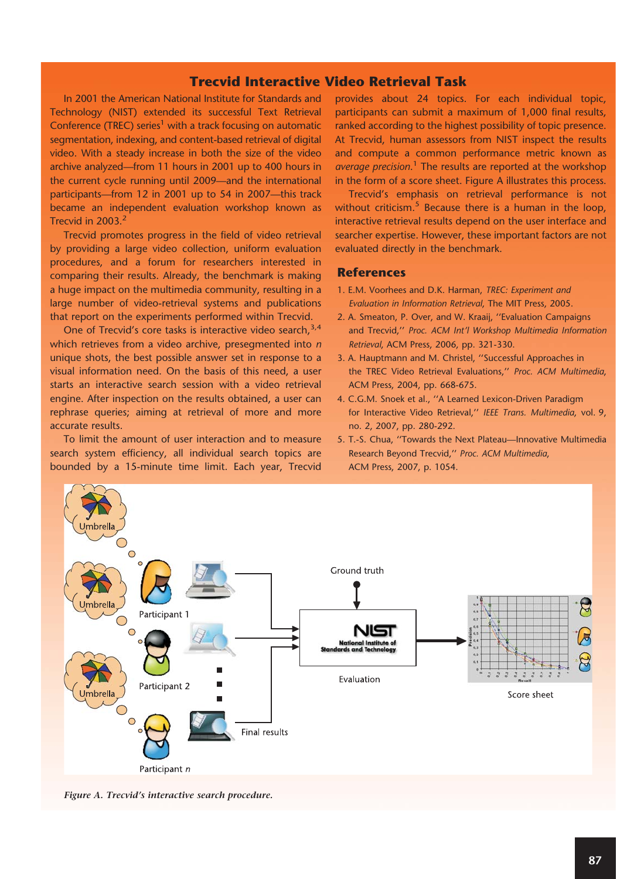## Trecvid Interactive Video Retrieval Task

In 2001 the American National Institute for Standards and Technology (NIST) extended its successful Text Retrieval Conference (TREC) series[1] with a track focusing on automatic segmentation, indexing, and content-based retrieval of digital video. With a steady increase in both the size of the video archive analyzed—from 11 hours in 2001 up to 400 hours in the current cycle running until 2009—and the international participants—from 12 in 2001 up to 54 in 2007—this track became an independent evaluation workshop known as Trecvid in 2003.[2]

Trecvid promotes progress in the field of video retrieval by providing a large video collection, uniform evaluation procedures, and a forum for researchers interested in comparing their results. Already, the benchmark is making a huge impact on the multimedia community, resulting in a large number of video-retrieval systems and publications that report on the experiments performed within Trecvid.

One of Trecvid's core tasks is interactive video search,[3,4] which retrieves from a video archive, presegmented into *n* unique shots, the best possible answer set in response to a visual information need. On the basis of this need, a user starts an interactive search session with a video retrieval engine. After inspection on the results obtained, a user can rephrase queries; aiming at retrieval of more and more accurate results.

To limit the amount of user interaction and to measure search system efficiency, all individual search topics are bounded by a 15-minute time limit. Each year, Trecvid provides about 24 topics. For each individual topic, participants can submit a maximum of 1,000 final results, ranked according to the highest possibility of topic presence. At Trecvid, human assessors from NIST inspect the results and compute a common performance metric known as *average precision*.[1] The results are reported at the workshop in the form of a score sheet. Figure A illustrates this process.

Trecvid's emphasis on retrieval performance is not without criticism.[5] Because there is a human in the loop, interactive retrieval results depend on the user interface and searcher expertise. However, these important factors are not evaluated directly in the benchmark.

### References

1. E.M. Voorhees and D.K. Harman, *TREC: Experiment and Evaluation in Information Retrieval*, The MIT Press, 2005.
2. A. Smeaton, P. Over, and W. Kraaij, "Evaluation Campaigns and Trecvid," *Proc. ACM Int'l Workshop Multimedia Information Retrieval*, ACM Press, 2006, pp. 321-330.
3. A. Hauptmann and M. Christel, "Successful Approaches in the TREC Video Retrieval Evaluations," *Proc. ACM Multimedia*, ACM Press, 2004, pp. 668-675.
4. C.G.M. Snoek et al., "A Learned Lexicon-Driven Paradigm for Interactive Video Retrieval," *IEEE Trans. Multimedia*, vol. 9, no. 2, 2007, pp. 280-292.
5. T.-S. Chua, "Towards the Next Plateau—Innovative Multimedia Research Beyond Trecvid," *Proc. ACM Multimedia*, ACM Press, 2007, p. 1054.

*Figure A. Trecvid's interactive search procedure.*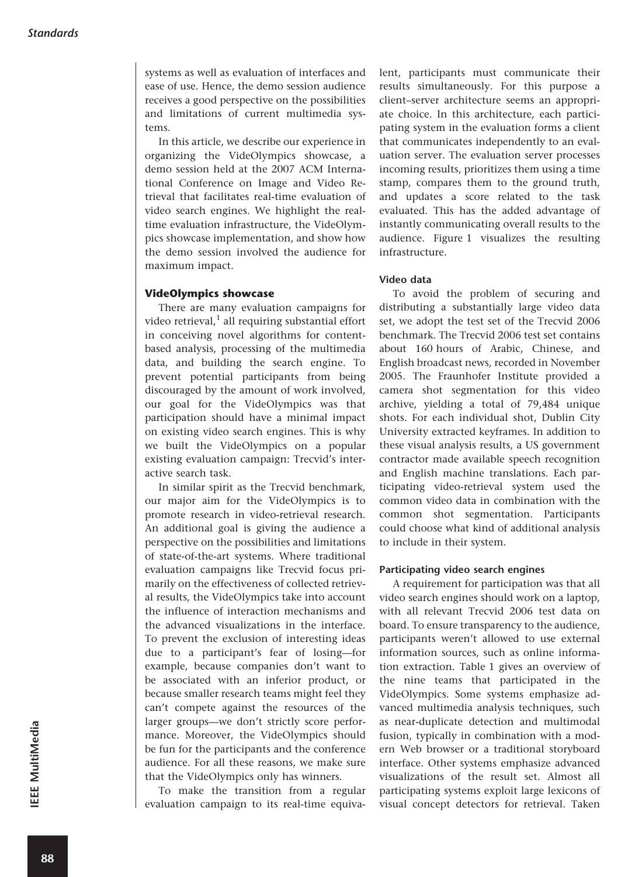systems as well as evaluation of interfaces and ease of use. Hence, the demo session audience receives a good perspective on the possibilities and limitations of current multimedia systems.

In this article, we describe our experience in organizing the VideOlympics showcase, a demo session held at the 2007 ACM International Conference on Image and Video Retrieval that facilitates real-time evaluation of video search engines. We highlight the real-time evaluation infrastructure, the VideOlympics showcase implementation, and show how the demo session involved the audience for maximum impact.

### VideOlympics showcase

There are many evaluation campaigns for video retrieval,[1] all requiring substantial effort in conceiving novel algorithms for content-based analysis, processing of the multimedia data, and building the search engine. To prevent potential participants from being discouraged by the amount of work involved, our goal for the VideOlympics was that participation should have a minimal impact on existing video search engines. This is why we built the VideOlympics on a popular existing evaluation campaign: Trecvid's interactive search task.

In similar spirit as the Trecvid benchmark, our major aim for the VideOlympics is to promote research in video-retrieval research. An additional goal is giving the audience a perspective on the possibilities and limitations of state-of-the-art systems. Where traditional evaluation campaigns like Trecvid focus primarily on the effectiveness of collected retrieval results, the VideOlympics take into account the influence of interaction mechanisms and the advanced visualizations in the interface. To prevent the exclusion of interesting ideas due to a participant's fear of losing—for example, because companies don't want to be associated with an inferior product, or because smaller research teams might feel they can't compete against the resources of the larger groups—we don't strictly score performance. Moreover, the VideOlympics should be fun for the participants and the conference audience. For all these reasons, we make sure that the VideOlympics only has winners.

To make the transition from a regular evaluation campaign to its real-time equivalent, participants must communicate their results simultaneously. For this purpose a client–server architecture seems an appropriate choice. In this architecture, each participating system in the evaluation forms a client that communicates independently to an evaluation server. The evaluation server processes incoming results, prioritizes them using a time stamp, compares them to the ground truth, and updates a score related to the task evaluated. This has the added advantage of instantly communicating overall results to the audience. Figure 1 visualizes the resulting infrastructure.

#### Video data

To avoid the problem of securing and distributing a substantially large video data set, we adopt the test set of the Trecvid 2006 benchmark. The Trecvid 2006 test set contains about 160 hours of Arabic, Chinese, and English broadcast news, recorded in November 2005. The Fraunhofer Institute provided a camera shot segmentation for this video archive, yielding a total of 79,484 unique shots. For each individual shot, Dublin City University extracted keyframes. In addition to these visual analysis results, a US government contractor made available speech recognition and English machine translations. Each participating video-retrieval system used the common video data in combination with the common shot segmentation. Participants could choose what kind of additional analysis to include in their system.

#### Participating video search engines

A requirement for participation was that all video search engines should work on a laptop, with all relevant Trecvid 2006 test data on board. To ensure transparency to the audience, participants weren't allowed to use external information sources, such as online information extraction. Table 1 gives an overview of the nine teams that participated in the VideOlympics. Some systems emphasize advanced multimedia analysis techniques, such as near-duplicate detection and multimodal fusion, typically in combination with a modern Web browser or a traditional storyboard interface. Other systems emphasize advanced visualizations of the result set. Almost all participating systems exploit large lexicons of visual concept detectors for retrieval. Taken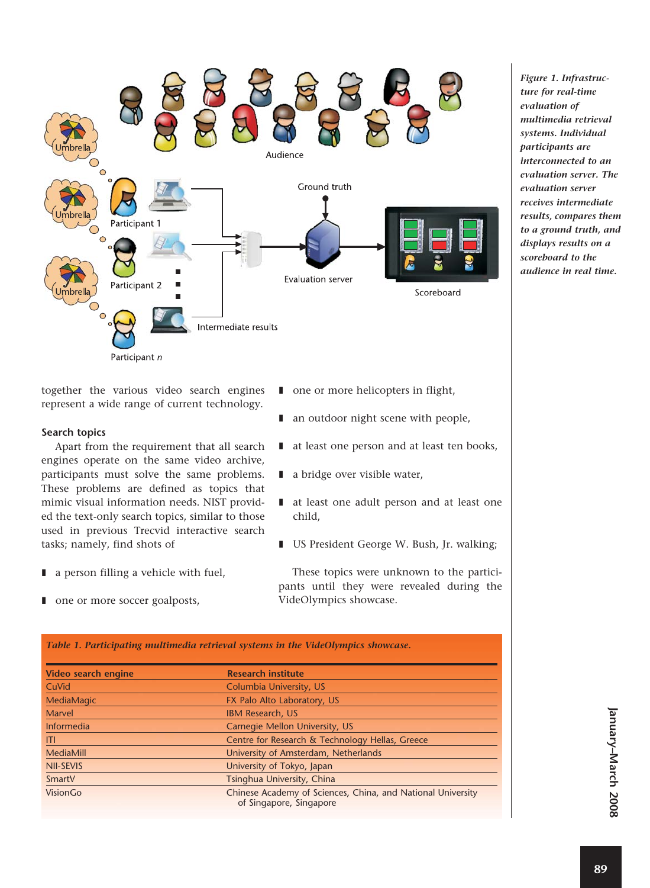*Figure 1. Infrastructure for real-time evaluation of multimedia retrieval systems. Individual participants are interconnected to an evaluation server. The evaluation server receives intermediate results, compares them to a ground truth, and displays results on a scoreboard to the audience in real time.*

together the various video search engines represent a wide range of current technology.

### Search topics

Apart from the requirement that all search engines operate on the same video archive, participants must solve the same problems. These problems are defined as topics that mimic visual information needs. NIST provided the text-only search topics, similar to those used in previous Trecvid interactive search tasks; namely, find shots of

- a person filling a vehicle with fuel,
- one or more soccer goalposts,
- one or more helicopters in flight,
- an outdoor night scene with people,
- at least one person and at least ten books,
- a bridge over visible water,
- at least one adult person and at least one child,
- US President George W. Bush, Jr. walking;

These topics were unknown to the participants until they were revealed during the VideOlympics showcase.

*Table 1. Participating multimedia retrieval systems in the VideOlympics showcase.*

| Video search engine | Research institute |
| --- | --- |
| CuVid | Columbia University, US |
| MediaMagic | FX Palo Alto Laboratory, US |
| Marvel | IBM Research, US |
| Informedia | Carnegie Mellon University, US |
| ITI | Centre for Research & Technology Hellas, Greece |
| MediaMill | University of Amsterdam, Netherlands |
| NII-SEVIS | University of Tokyo, Japan |
| SmartV | Tsinghua University, China |
| VisionGo | Chinese Academy of Sciences, China, and National University of Singapore, Singapore |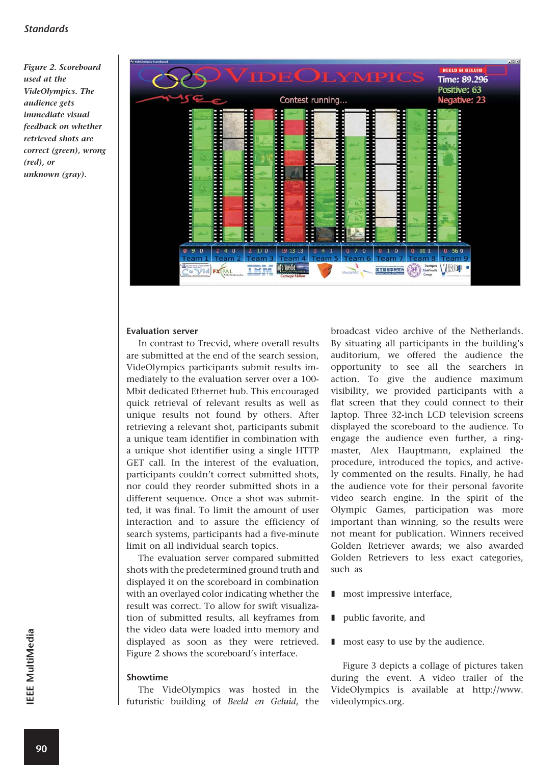*Figure 2. Scoreboard used at the VideOlympics. The audience gets immediate visual feedback on whether retrieved shots are correct (green), wrong (red), or unknown (gray).*

### Evaluation server

In contrast to Trecvid, where overall results are submitted at the end of the search session, VideOlympics participants submit results immediately to the evaluation server over a 100-Mbit dedicated Ethernet hub. This encouraged quick retrieval of relevant results as well as unique results not found by others. After retrieving a relevant shot, participants submit a unique team identifier in combination with a unique shot identifier using a single HTTP GET call. In the interest of the evaluation, participants couldn't correct submitted shots, nor could they reorder submitted shots in a different sequence. Once a shot was submitted, it was final. To limit the amount of user interaction and to assure the efficiency of search systems, participants had a five-minute limit on all individual search topics.

The evaluation server compared submitted shots with the predetermined ground truth and displayed it on the scoreboard in combination with an overlayed color indicating whether the result was correct. To allow for swift visualization of submitted results, all keyframes from the video data were loaded into memory and displayed as soon as they were retrieved. Figure 2 shows the scoreboard's interface.

### Showtime

The VideOlympics was hosted in the futuristic building of *Beeld en Geluid*, the broadcast video archive of the Netherlands. By situating all participants in the building's auditorium, we offered the audience the opportunity to see all the searchers in action. To give the audience maximum visibility, we provided participants with a flat screen that they could connect to their laptop. Three 32-inch LCD television screens displayed the scoreboard to the audience. To engage the audience even further, a ringmaster, Alex Hauptmann, explained the procedure, introduced the topics, and actively commented on the results. Finally, he had the audience vote for their personal favorite video search engine. In the spirit of the Olympic Games, participation was more important than winning, so the results were not meant for publication. Winners received Golden Retriever awards; we also awarded Golden Retrievers to less exact categories, such as

- most impressive interface,
- public favorite, and
- most easy to use by the audience.

Figure 3 depicts a collage of pictures taken during the event. A video trailer of the VideOlympics is available at http://www.videolympics.org.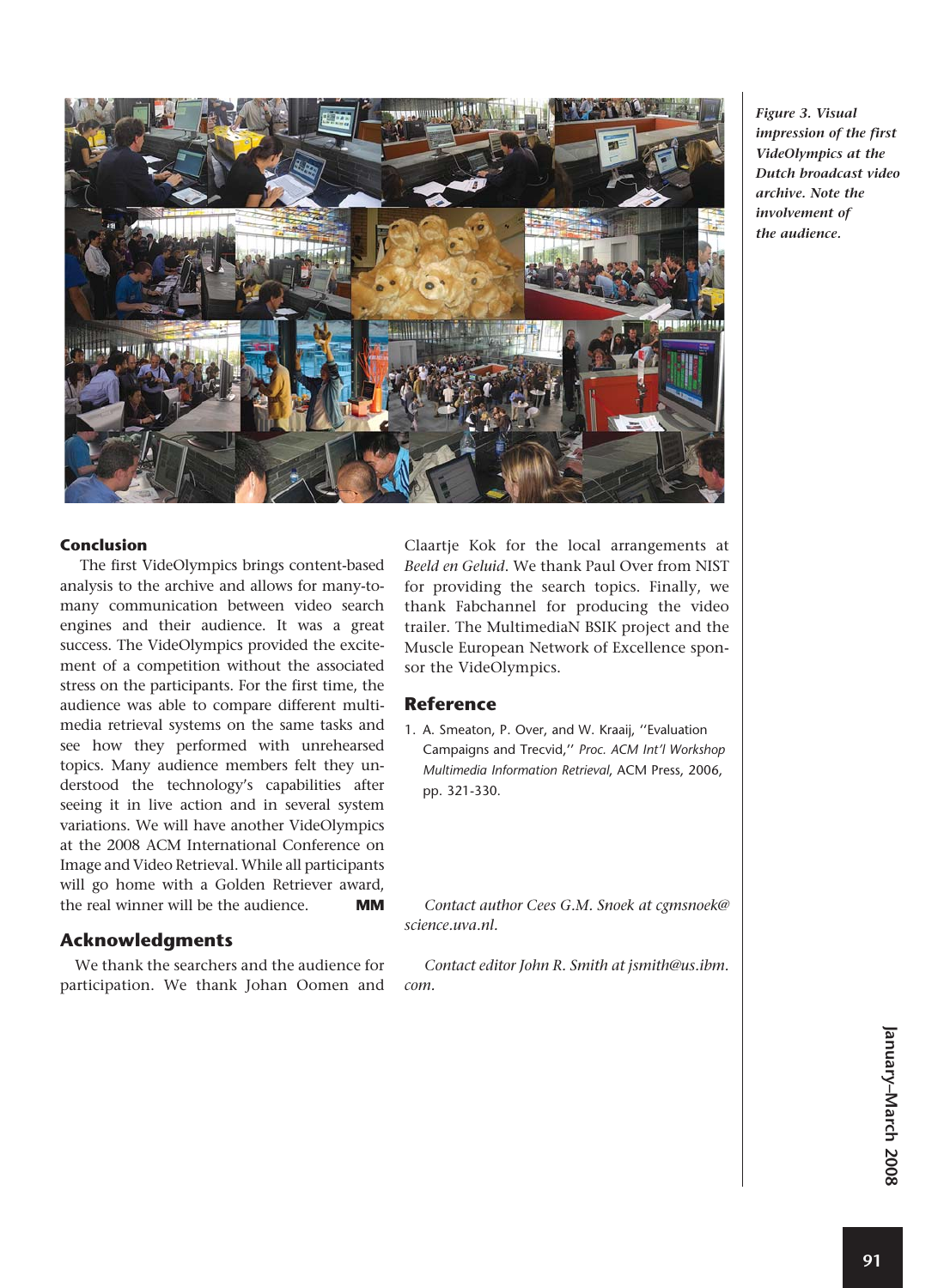*Figure 3. Visual impression of the first VideOlympics at the Dutch broadcast video archive. Note the involvement of the audience.*

## Conclusion

The first VideOlympics brings content-based analysis to the archive and allows for many-to-many communication between video search engines and their audience. It was a great success. The VideOlympics provided the excitement of a competition without the associated stress on the participants. For the first time, the audience was able to compare different multimedia retrieval systems on the same tasks and see how they performed with unrehearsed topics. Many audience members felt they understood the technology's capabilities after seeing it in live action and in several system variations. We will have another VideOlympics at the 2008 ACM International Conference on Image and Video Retrieval. While all participants will go home with a Golden Retriever award, the real winner will be the audience. **MM**

## Acknowledgments

We thank the searchers and the audience for participation. We thank Johan Oomen and Claartje Kok for the local arrangements at *Beeld en Geluid*. We thank Paul Over from NIST for providing the search topics. Finally, we thank Fabchannel for producing the video trailer. The MultimediaN BSIK project and the Muscle European Network of Excellence sponsor the VideOlympics.

## Reference

1. A. Smeaton, P. Over, and W. Kraaij, ''Evaluation Campaigns and Trecvid,'' *Proc. ACM Int'l Workshop Multimedia Information Retrieval*, ACM Press, 2006, pp. 321-330.

*Contact author Cees G.M. Snoek at cgmsnoek@science.uva.nl.*

*Contact editor John R. Smith at jsmith@us.ibm.com.*